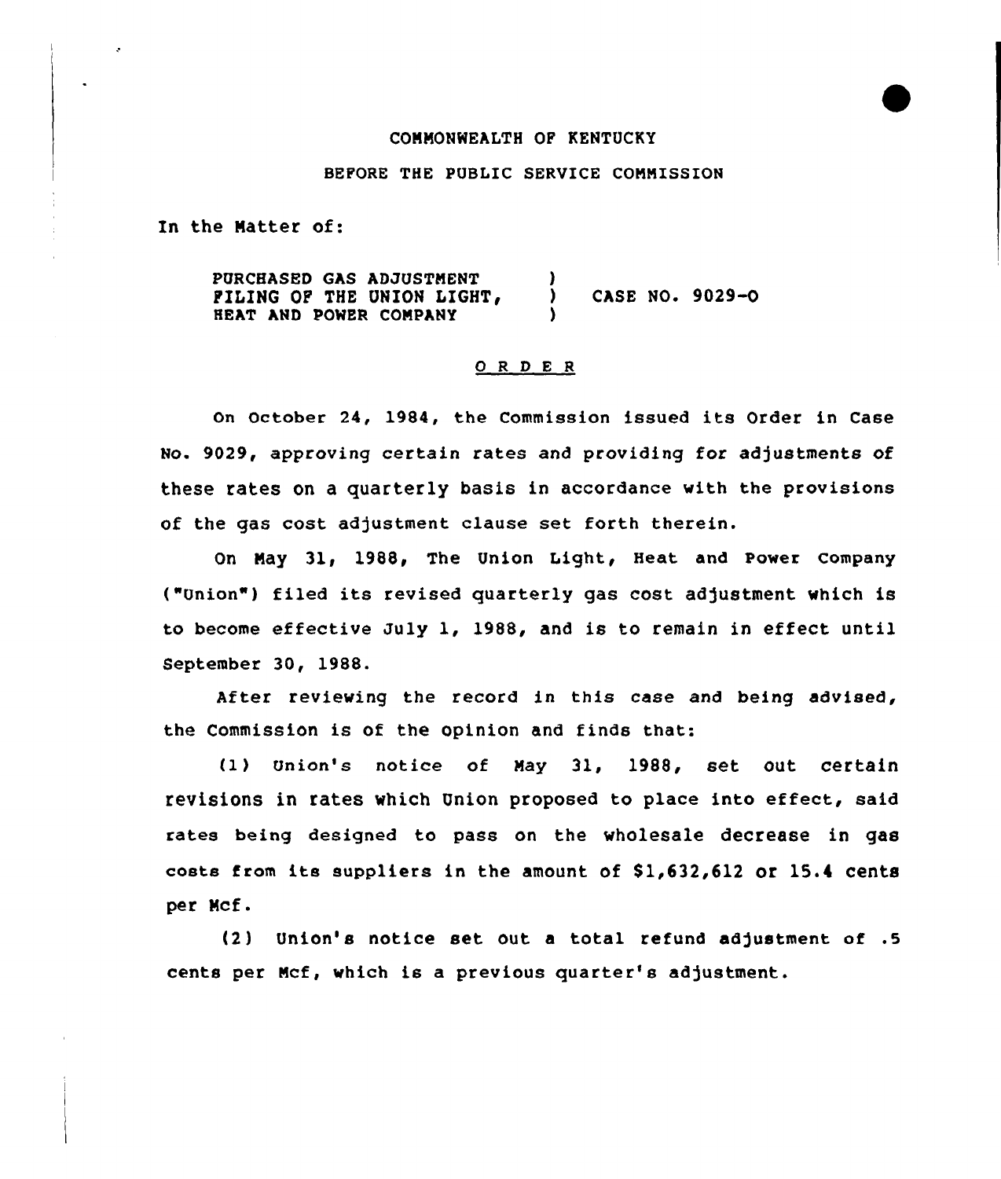COMMONWEALTH OF KENTUCKY

BEFORE THE PUBLIC SERVICE COMMISSION

In the Matter of:

| | | |
|---|---|---|
| PURCHASED GAS ADJUSTMENT FILING OF THE UNION LIGHT, HEAT AND POWER COMPANY | ) ) ) | CASE NO. 9029-O |

O R D E R

On October 24, 1984, the Commission issued its Order in Case No. 9029, approving certain rates and providing for adjustments of these rates on a quarterly basis in accordance with the provisions of the gas cost adjustment clause set forth therein.

On May 31, 1988, The Union Light, Heat and Power Company ("Union") filed its revised quarterly gas cost adjustment which is to become effective July 1, 1988, and is to remain in effect until September 30, 1988.

After reviewing the record in this case and being advised, the Commission is of the opinion and finds that:

(1) Union's notice of May 31, 1988, set out certain revisions in rates which Union proposed to place into effect, said rates being designed to pass on the wholesale decrease in gas costs from its suppliers in the amount of $1,632,612 or 15.4 cents per Mcf.

(2) Union's notice set out a total refund adjustment of .5 cents per Mcf, which is a previous quarter's adjustment.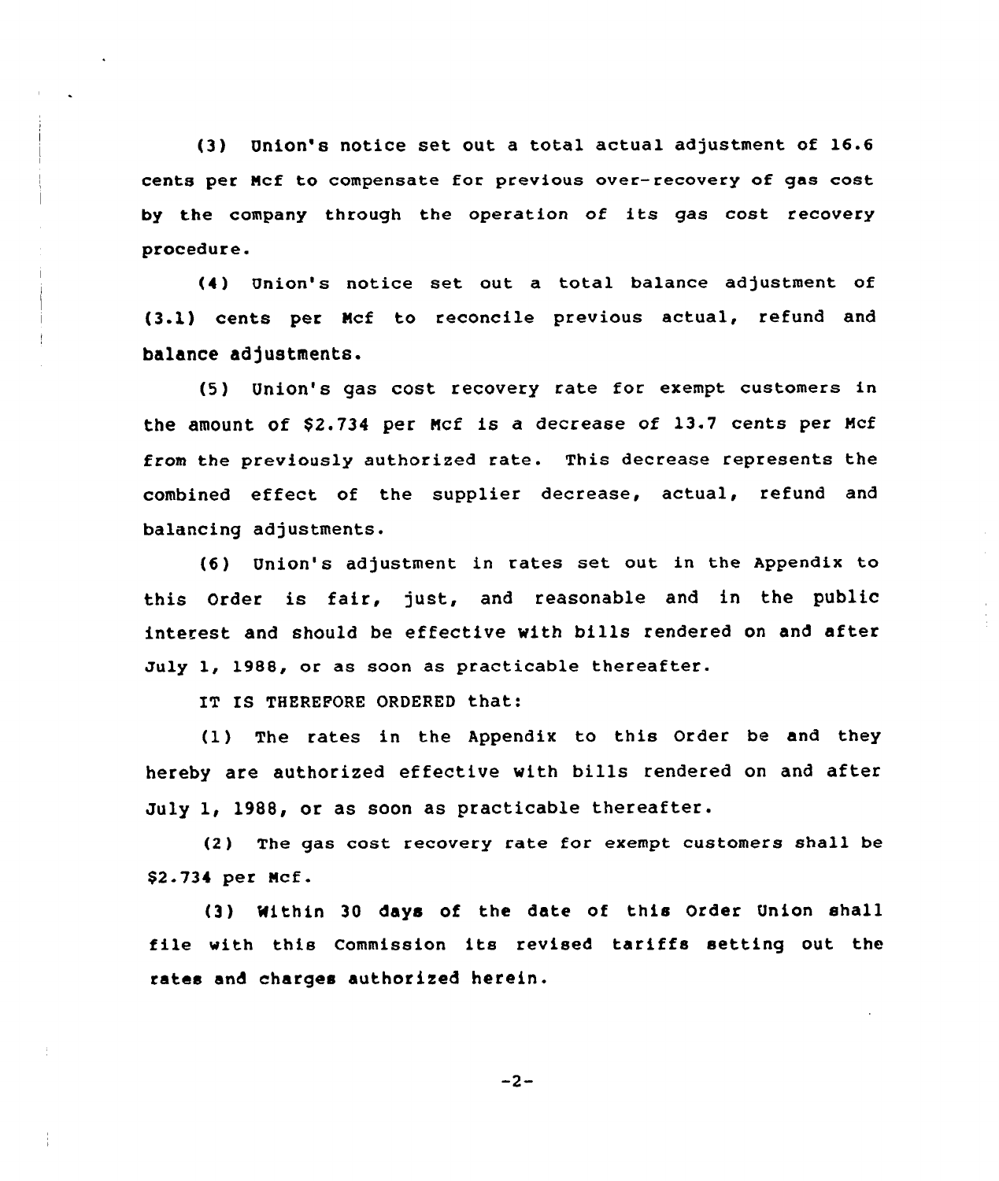(3) Union's notice set out a total actual adjustment of 16.6 cents per Mcf to compensate for previous over-recovery of gas cost by the company through the operation of its gas cost recovery procedure.

(4) Union's notice set out a total balance adjustment of (3.1) cents per Mcf to reconcile previous actual, refund and balance adjustments.

(5) Union's gas cost recovery rate for exempt customers in the amount of $2.734 per Mcf is a decrease of 13.7 cents per Mcf from the previously authorized rate. This decrease represents the combined effect of the supplier decrease, actual, refund and balancing adjustments.

(6) Union's adjustment in rates set out in the Appendix to this Order is fair, just, and reasonable and in the public interest and should be effective with bills rendered on and after July 1, 1988, or as soon as practicable thereafter.

IT IS THEREFORE ORDERED that:

(1) The rates in the Appendix to this Order be and they hereby are authorized effective with bills rendered on and after July 1, 1988, or as soon as practicable thereafter.

(2) The gas cost recovery rate for exempt customers shall be $2.734 per Mcf.

(3) Within 30 days of the date of this Order Union shall file with this Commission its revised tariffs setting out the rates and charges authorized herein.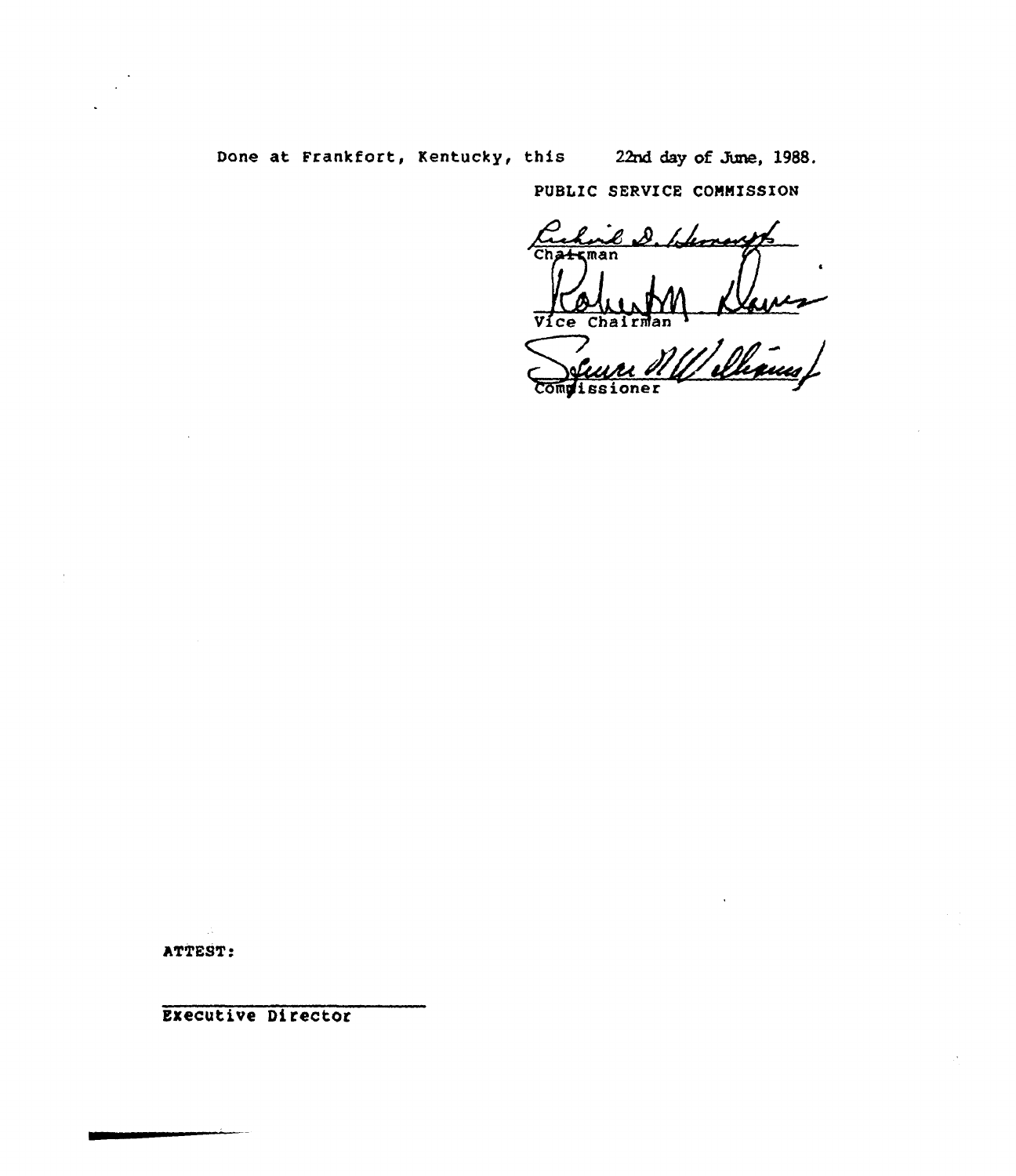Done at Frankfort, Kentucky, this 22nd day of June, 1988.

PUBLIC SERVICE COMMISSION

Chairman

Vice Chairman

Commissioner

ATTEST:

Executive Director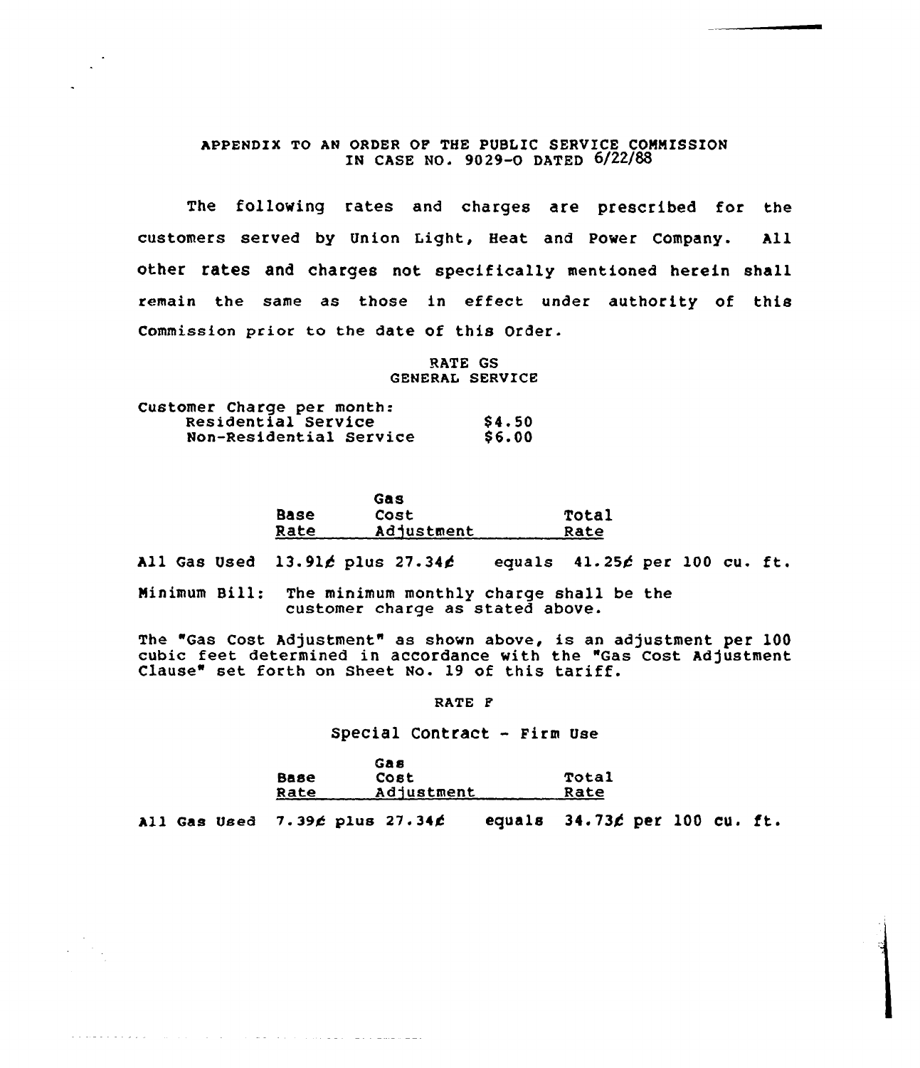APPENDIX TO AN ORDER OF THE PUBLIC SERVICE COMMISSION IN CASE NO. 9029-O DATED 6/22/88

The following rates and charges are prescribed for the customers served by Union Light, Heat and Power Company. All other rates and charges not specifically mentioned herein shall remain the same as those in effect under authority of this Commission prior to the date of this Order.

## RATE GS
## GENERAL SERVICE

Customer Charge per month:

| | |
|---|---|
| Residential Service | $4.50 |
| Non-Residential Service | $6.00 |

| | Base Rate | | Gas Cost Adjustment | | Total Rate |
|---|---|---|---|---|---|
| All Gas Used | 13.91¢ | plus | 27.34¢ | equals | 41.25¢ per 100 cu. ft. |

Minimum Bill: The minimum monthly charge shall be the customer charge as stated above.

The "Gas Cost Adjustment" as shown above, is an adjustment per 100 cubic feet determined in accordance with the "Gas Cost Adjustment Clause" set forth on Sheet No. 19 of this tariff.

## RATE F

Special Contract - Firm Use

| | Base Rate | | Gas Cost Adjustment | | Total Rate |
|---|---|---|---|---|---|
| All Gas Used | 7.39¢ | plus | 27.34¢ | equals | 34.73¢ per 100 cu. ft. |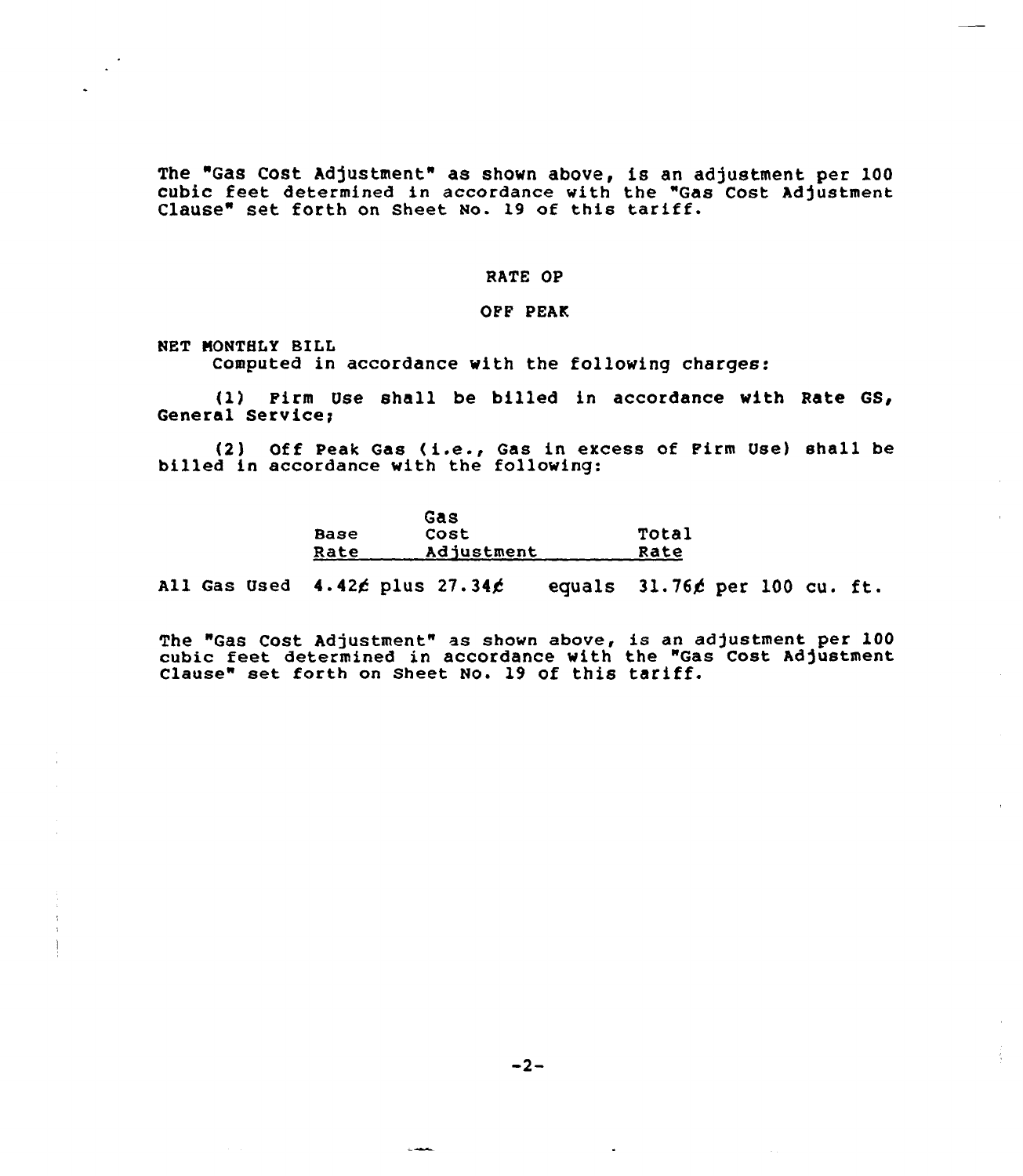The "Gas Cost Adjustment" as shown above, is an adjustment per 100 cubic feet determined in accordance with the "Gas Cost Adjustment Clause" set forth on Sheet No. 19 of this tariff.

RATE OP

OFF PEAK

NET MONTHLY BILL

Computed in accordance with the following charges:

(1) Firm Use shall be billed in accordance with Rate GS, General Service;

(2) Off Peak Gas (i.e., Gas in excess of Firm Use) shall be billed in accordance with the following:

| | Base Rate | | Gas Cost Adjustment | | Total Rate | |
|---|---|---|---|---|---|---|
| All Gas Used | 4.42¢ | plus | 27.34¢ | equals | 31.76¢ | per 100 cu. ft. |

The "Gas Cost Adjustment" as shown above, is an adjustment per 100 cubic feet determined in accordance with the "Gas Cost Adjustment Clause" set forth on Sheet No. 19 of this tariff.